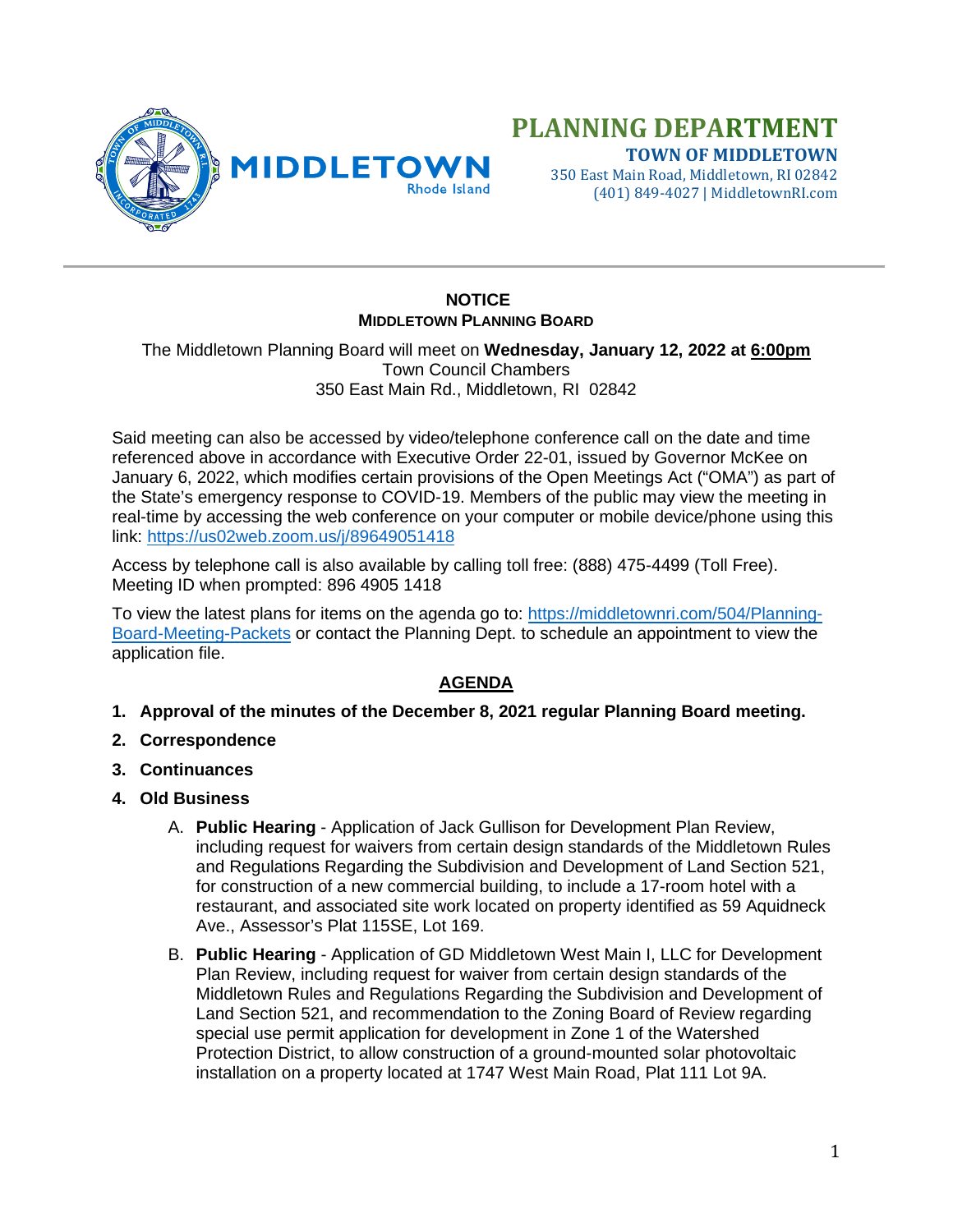MIDDLETOWN
Rhode Island

# PLANNING DEPARTMENT

**TOWN OF MIDDLETOWN**
350 East Main Road, Middletown, RI 02842
(401) 849-4027 | MiddletownRI.com

---

## NOTICE
### MIDDLETOWN PLANNING BOARD

The Middletown Planning Board will meet on **Wednesday, January 12, 2022 at 6:00pm**
Town Council Chambers
350 East Main Rd., Middletown, RI 02842

Said meeting can also be accessed by video/telephone conference call on the date and time referenced above in accordance with Executive Order 22-01, issued by Governor McKee on January 6, 2022, which modifies certain provisions of the Open Meetings Act ("OMA") as part of the State's emergency response to COVID-19. Members of the public may view the meeting in real-time by accessing the web conference on your computer or mobile device/phone using this link: https://us02web.zoom.us/j/89649051418

Access by telephone call is also available by calling toll free: (888) 475-4499 (Toll Free). Meeting ID when prompted: 896 4905 1418

To view the latest plans for items on the agenda go to: https://middletownri.com/504/Planning-Board-Meeting-Packets or contact the Planning Dept. to schedule an appointment to view the application file.

## AGENDA

1. **Approval of the minutes of the December 8, 2021 regular Planning Board meeting.**
2. **Correspondence**
3. **Continuances**
4. **Old Business**
   - A. **Public Hearing** - Application of Jack Gullison for Development Plan Review, including request for waivers from certain design standards of the Middletown Rules and Regulations Regarding the Subdivision and Development of Land Section 521, for construction of a new commercial building, to include a 17-room hotel with a restaurant, and associated site work located on property identified as 59 Aquidneck Ave., Assessor's Plat 115SE, Lot 169.
   - B. **Public Hearing** - Application of GD Middletown West Main I, LLC for Development Plan Review, including request for waiver from certain design standards of the Middletown Rules and Regulations Regarding the Subdivision and Development of Land Section 521, and recommendation to the Zoning Board of Review regarding special use permit application for development in Zone 1 of the Watershed Protection District, to allow construction of a ground-mounted solar photovoltaic installation on a property located at 1747 West Main Road, Plat 111 Lot 9A.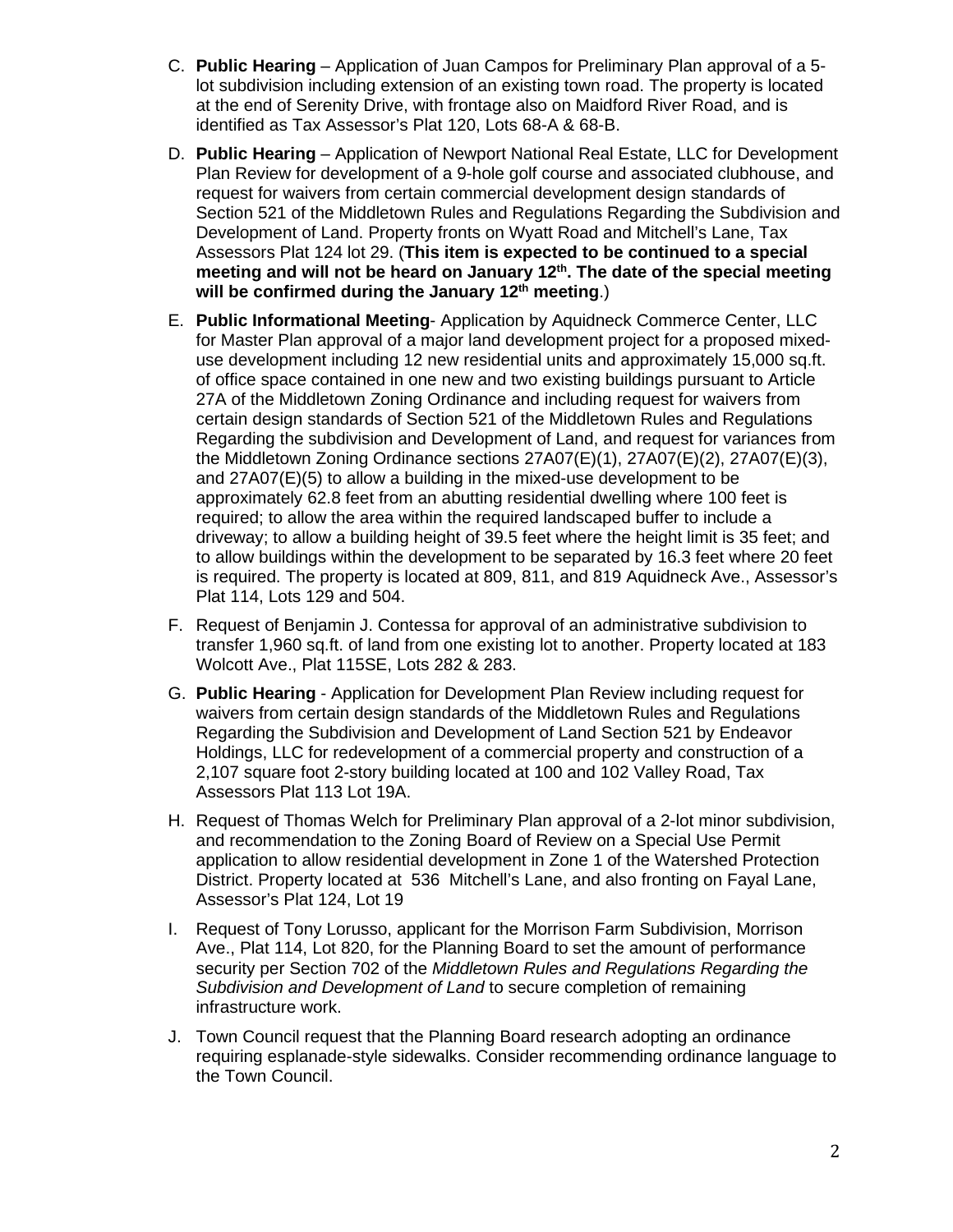C. **Public Hearing** – Application of Juan Campos for Preliminary Plan approval of a 5-lot subdivision including extension of an existing town road. The property is located at the end of Serenity Drive, with frontage also on Maidford River Road, and is identified as Tax Assessor's Plat 120, Lots 68-A & 68-B.

D. **Public Hearing** – Application of Newport National Real Estate, LLC for Development Plan Review for development of a 9-hole golf course and associated clubhouse, and request for waivers from certain commercial development design standards of Section 521 of the Middletown Rules and Regulations Regarding the Subdivision and Development of Land. Property fronts on Wyatt Road and Mitchell's Lane, Tax Assessors Plat 124 lot 29. (**This item is expected to be continued to a special meeting and will not be heard on January 12th. The date of the special meeting will be confirmed during the January 12th meeting**.)

E. **Public Informational Meeting**- Application by Aquidneck Commerce Center, LLC for Master Plan approval of a major land development project for a proposed mixed-use development including 12 new residential units and approximately 15,000 sq.ft. of office space contained in one new and two existing buildings pursuant to Article 27A of the Middletown Zoning Ordinance and including request for waivers from certain design standards of Section 521 of the Middletown Rules and Regulations Regarding the subdivision and Development of Land, and request for variances from the Middletown Zoning Ordinance sections 27A07(E)(1), 27A07(E)(2), 27A07(E)(3), and 27A07(E)(5) to allow a building in the mixed-use development to be approximately 62.8 feet from an abutting residential dwelling where 100 feet is required; to allow the area within the required landscaped buffer to include a driveway; to allow a building height of 39.5 feet where the height limit is 35 feet; and to allow buildings within the development to be separated by 16.3 feet where 20 feet is required. The property is located at 809, 811, and 819 Aquidneck Ave., Assessor's Plat 114, Lots 129 and 504.

F. Request of Benjamin J. Contessa for approval of an administrative subdivision to transfer 1,960 sq.ft. of land from one existing lot to another. Property located at 183 Wolcott Ave., Plat 115SE, Lots 282 & 283.

G. **Public Hearing** - Application for Development Plan Review including request for waivers from certain design standards of the Middletown Rules and Regulations Regarding the Subdivision and Development of Land Section 521 by Endeavor Holdings, LLC for redevelopment of a commercial property and construction of a 2,107 square foot 2-story building located at 100 and 102 Valley Road, Tax Assessors Plat 113 Lot 19A.

H. Request of Thomas Welch for Preliminary Plan approval of a 2-lot minor subdivision, and recommendation to the Zoning Board of Review on a Special Use Permit application to allow residential development in Zone 1 of the Watershed Protection District. Property located at 536 Mitchell's Lane, and also fronting on Fayal Lane, Assessor's Plat 124, Lot 19

I. Request of Tony Lorusso, applicant for the Morrison Farm Subdivision, Morrison Ave., Plat 114, Lot 820, for the Planning Board to set the amount of performance security per Section 702 of the *Middletown Rules and Regulations Regarding the Subdivision and Development of Land* to secure completion of remaining infrastructure work.

J. Town Council request that the Planning Board research adopting an ordinance requiring esplanade-style sidewalks. Consider recommending ordinance language to the Town Council.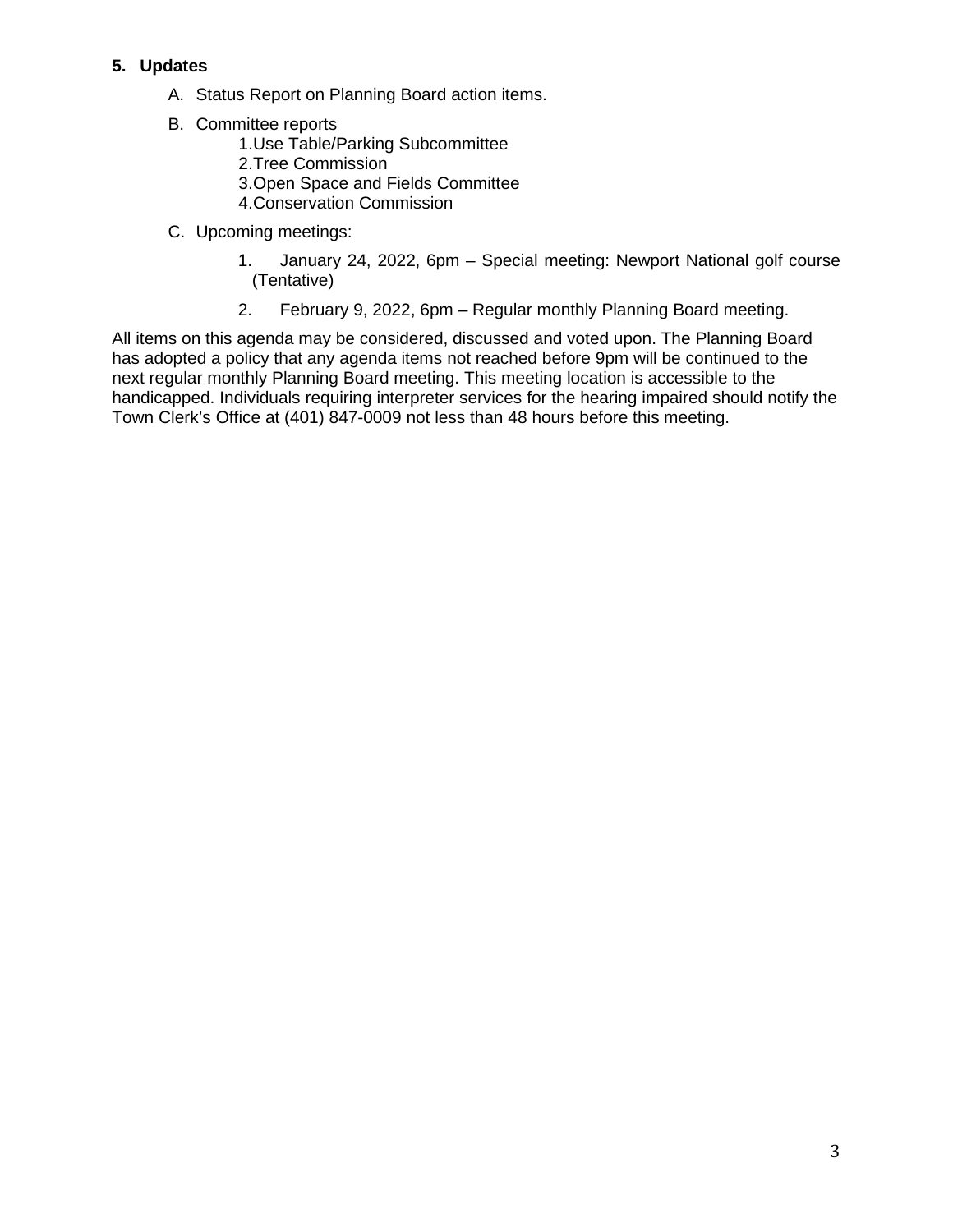**5. Updates**

A. Status Report on Planning Board action items.

B. Committee reports
   1. Use Table/Parking Subcommittee
   2. Tree Commission
   3. Open Space and Fields Committee
   4. Conservation Commission

C. Upcoming meetings:
   1. January 24, 2022, 6pm – Special meeting: Newport National golf course (Tentative)
   2. February 9, 2022, 6pm – Regular monthly Planning Board meeting.

All items on this agenda may be considered, discussed and voted upon. The Planning Board has adopted a policy that any agenda items not reached before 9pm will be continued to the next regular monthly Planning Board meeting. This meeting location is accessible to the handicapped. Individuals requiring interpreter services for the hearing impaired should notify the Town Clerk's Office at (401) 847-0009 not less than 48 hours before this meeting.